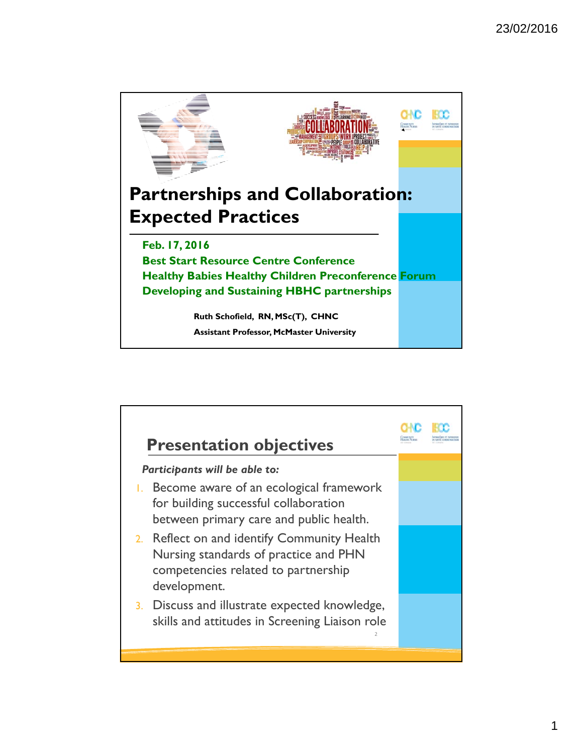# Partnerships and Collaboration: Expected Practices

**Feb. 17, 2016**
**Best Start Resource Centre Conference**
**Healthy Babies Healthy Children Preconference Forum**
**Developing and Sustaining HBHC partnerships**

**Ruth Schofield, RN, MSc(T), CHNC**
**Assistant Professor, McMaster University**

## Presentation objectives

*Participants will be able to:*

1. Become aware of an ecological framework for building successful collaboration between primary care and public health.
2. Reflect on and identify Community Health Nursing standards of practice and PHN competencies related to partnership development.
3. Discuss and illustrate expected knowledge, skills and attitudes in Screening Liaison role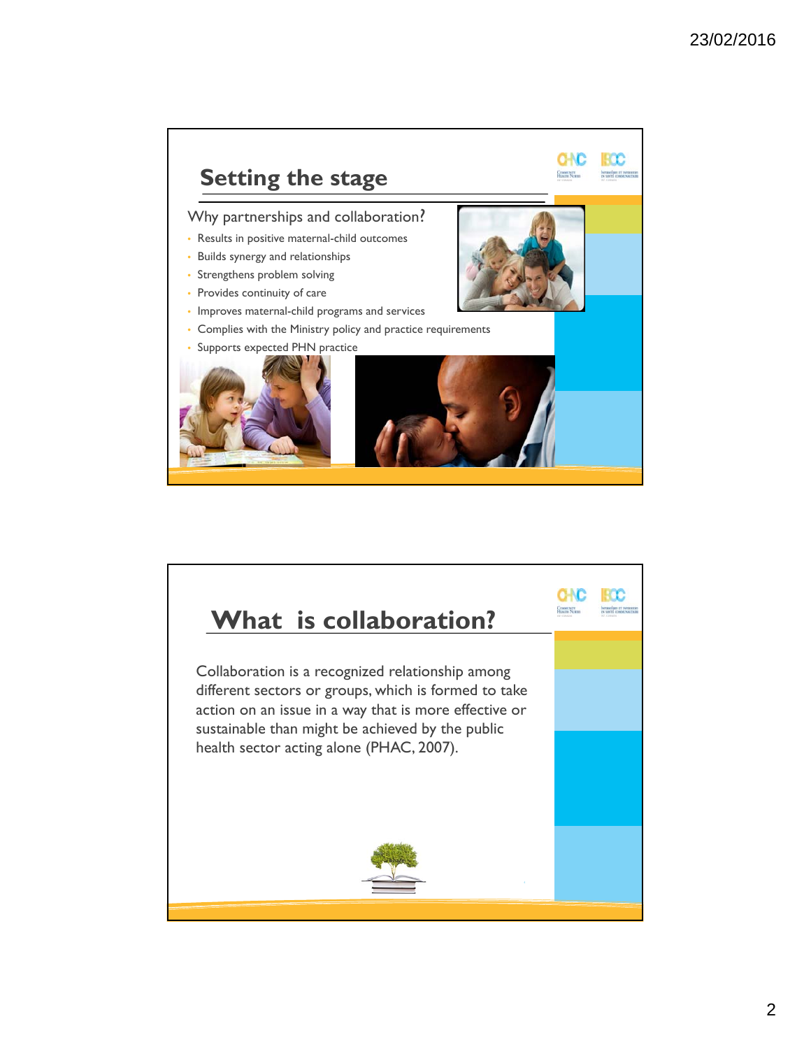## Setting the stage

Why partnerships and collaboration?

- Results in positive maternal-child outcomes
- Builds synergy and relationships
- Strengthens problem solving
- Provides continuity of care
- Improves maternal-child programs and services
- Complies with the Ministry policy and practice requirements
- Supports expected PHN practice

## What is collaboration?

Collaboration is a recognized relationship among different sectors or groups, which is formed to take action on an issue in a way that is more effective or sustainable than might be achieved by the public health sector acting alone (PHAC, 2007).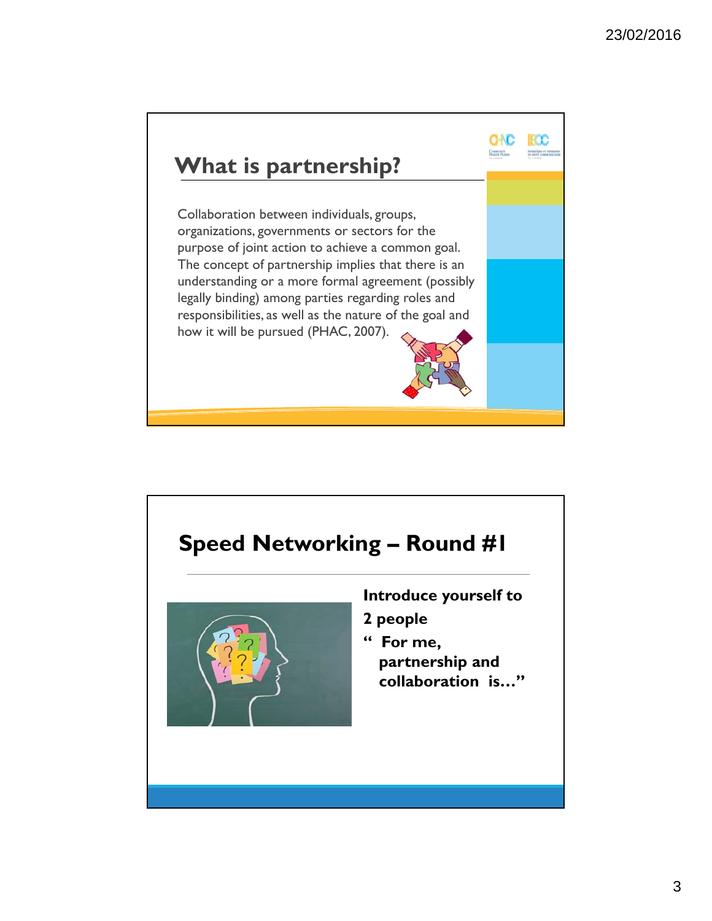## What is partnership?

Collaboration between individuals, groups, organizations, governments or sectors for the purpose of joint action to achieve a common goal. The concept of partnership implies that there is an understanding or a more formal agreement (possibly legally binding) among parties regarding roles and responsibilities, as well as the nature of the goal and how it will be pursued (PHAC, 2007).

## Speed Networking – Round #1

**Introduce yourself to 2 people**

**" For me, partnership and collaboration is…"**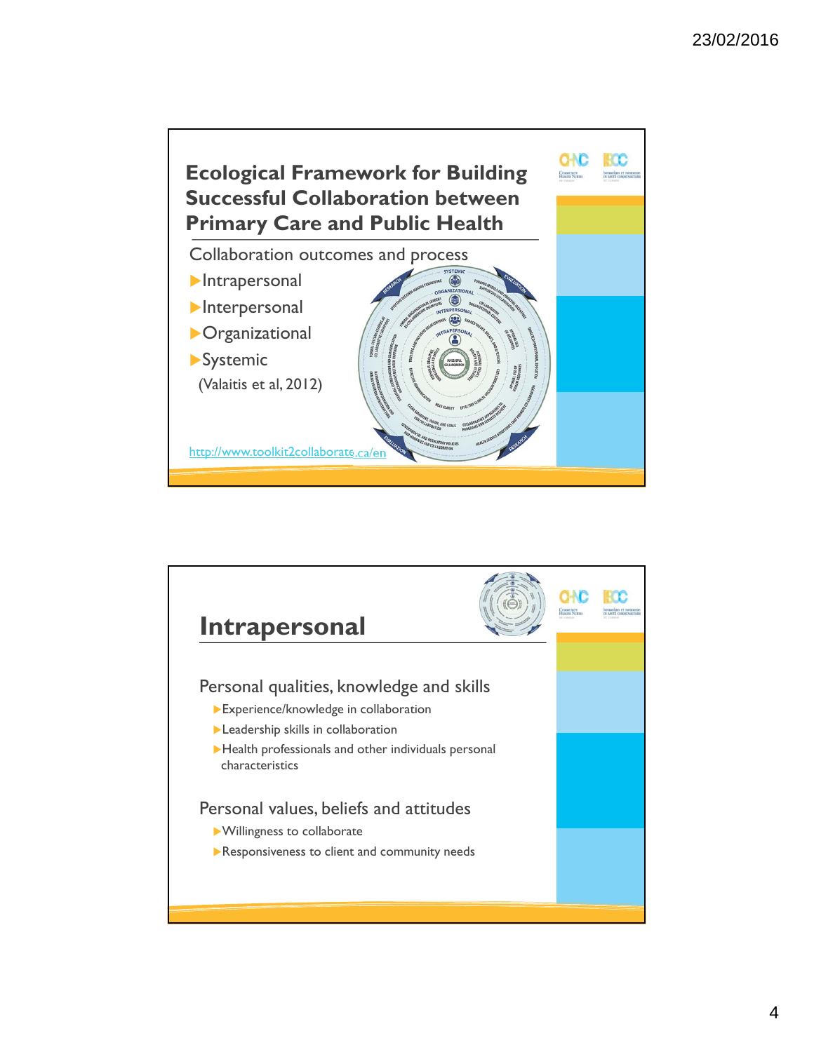## Ecological Framework for Building Successful Collaboration between Primary Care and Public Health

Collaboration outcomes and process

- Intrapersonal
- Interpersonal
- Organizational
- Systemic

(Valaitis et al, 2012)

http://www.toolkit2collaborate.ca/en

## Intrapersonal

Personal qualities, knowledge and skills

- Experience/knowledge in collaboration
- Leadership skills in collaboration
- Health professionals and other individuals personal characteristics

Personal values, beliefs and attitudes

- Willingness to collaborate
- Responsiveness to client and community needs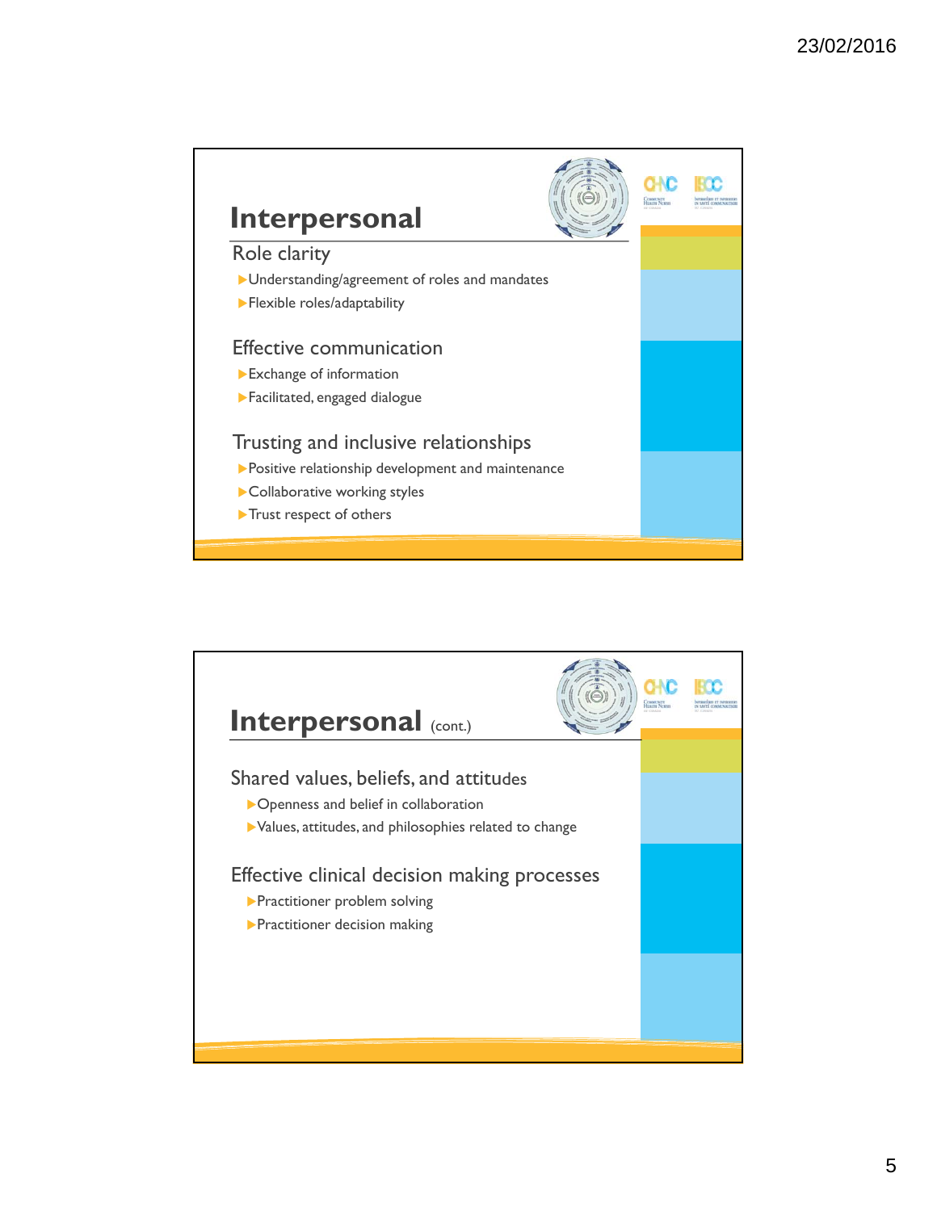## Interpersonal

### Role clarity

- Understanding/agreement of roles and mandates
- Flexible roles/adaptability

### Effective communication

- Exchange of information
- Facilitated, engaged dialogue

### Trusting and inclusive relationships

- Positive relationship development and maintenance
- Collaborative working styles
- Trust respect of others

## Interpersonal (cont.)

### Shared values, beliefs, and attitudes

- Openness and belief in collaboration
- Values, attitudes, and philosophies related to change

### Effective clinical decision making processes

- Practitioner problem solving
- Practitioner decision making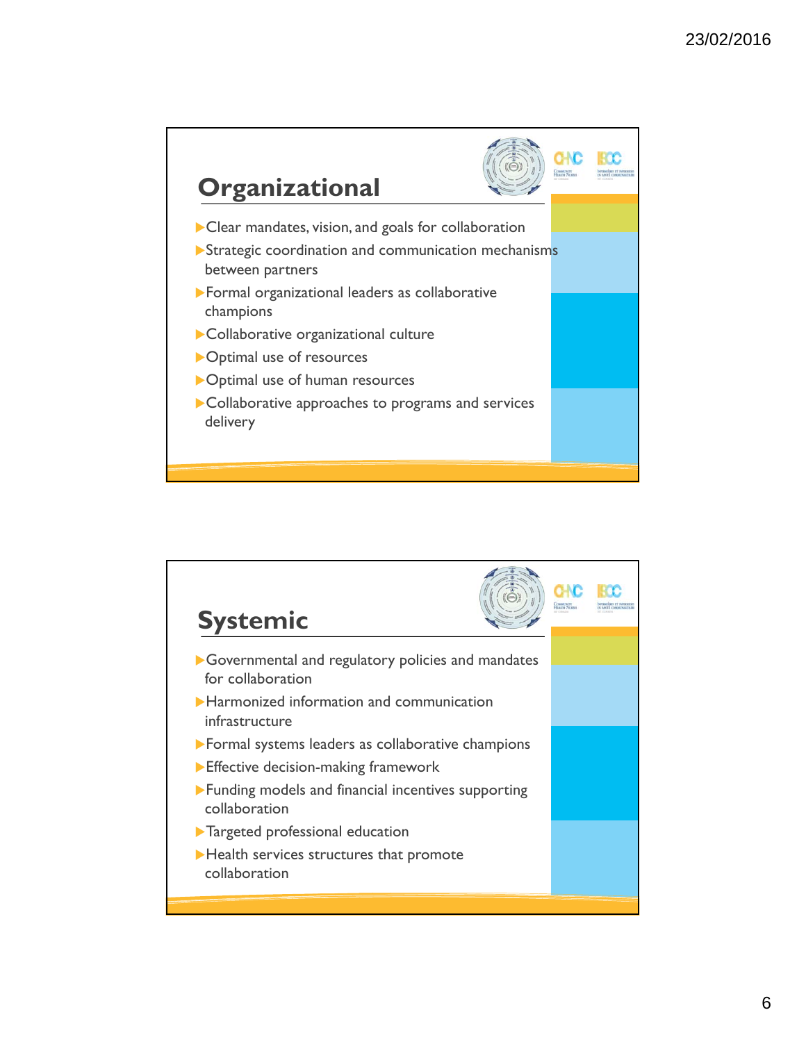## Organizational

- Clear mandates, vision, and goals for collaboration
- Strategic coordination and communication mechanisms between partners
- Formal organizational leaders as collaborative champions
- Collaborative organizational culture
- Optimal use of resources
- Optimal use of human resources
- Collaborative approaches to programs and services delivery

## Systemic

- Governmental and regulatory policies and mandates for collaboration
- Harmonized information and communication infrastructure
- Formal systems leaders as collaborative champions
- Effective decision-making framework
- Funding models and financial incentives supporting collaboration
- Targeted professional education
- Health services structures that promote collaboration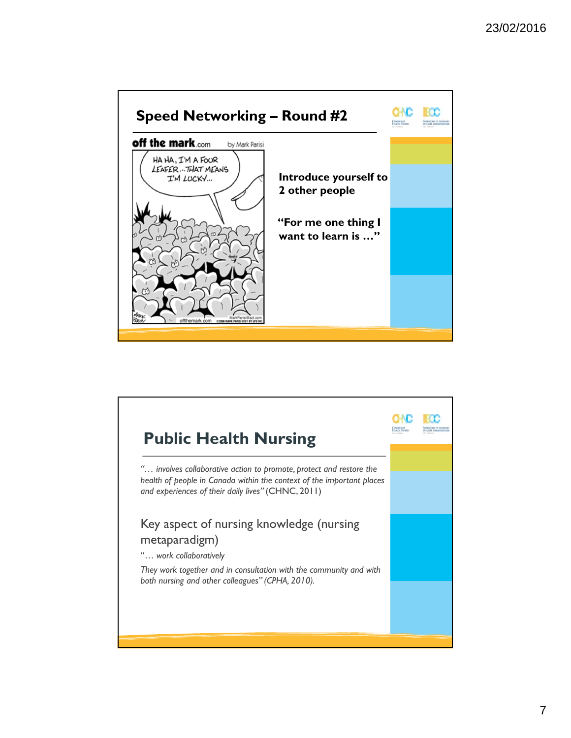## Speed Networking – Round #2

**Introduce yourself to 2 other people**

**"For me one thing I want to learn is …"**

## Public Health Nursing

*"… involves collaborative action to promote, protect and restore the health of people in Canada within the context of the important places and experiences of their daily lives"* (CHNC, 2011)

Key aspect of nursing knowledge (nursing metaparadigm)

"*… work collaboratively*

*They work together and in consultation with the community and with both nursing and other colleagues" (CPHA, 2010).*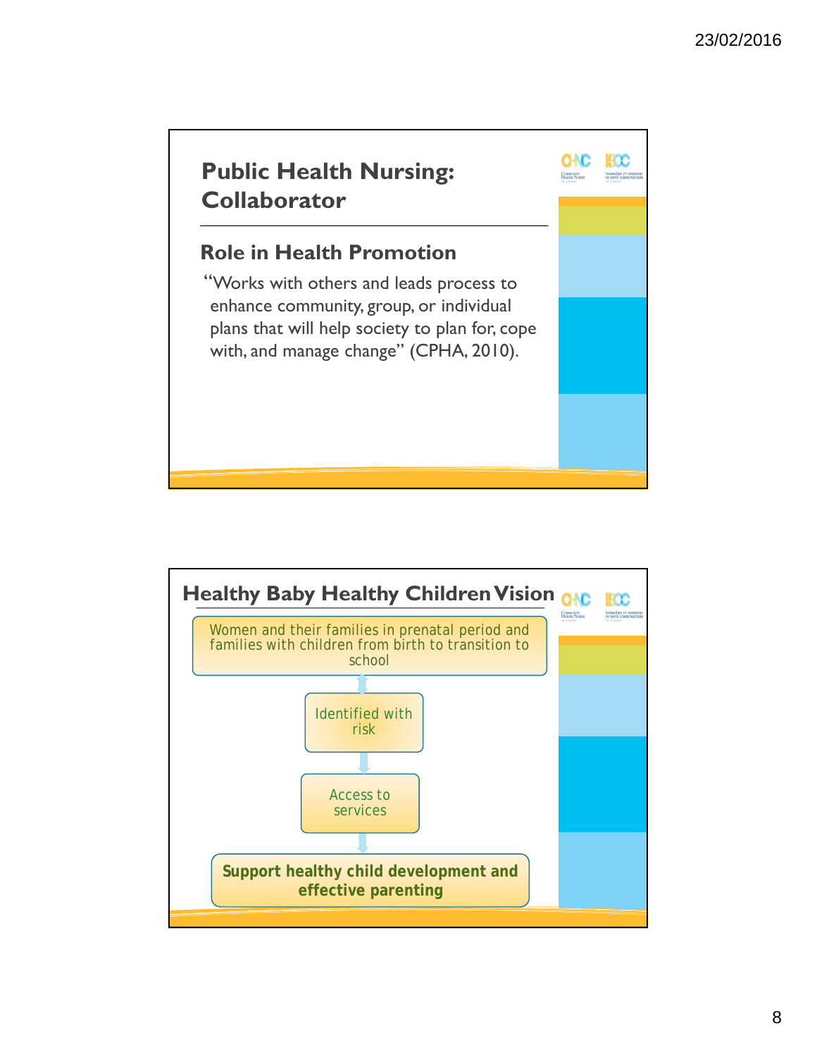## Public Health Nursing: Collaborator

### Role in Health Promotion

"Works with others and leads process to enhance community, group, or individual plans that will help society to plan for, cope with, and manage change" (CPHA, 2010).

## Healthy Baby Healthy Children Vision

Women and their families in prenatal period and families with children from birth to transition to school

Identified with risk

Access to services

**Support healthy child development and effective parenting**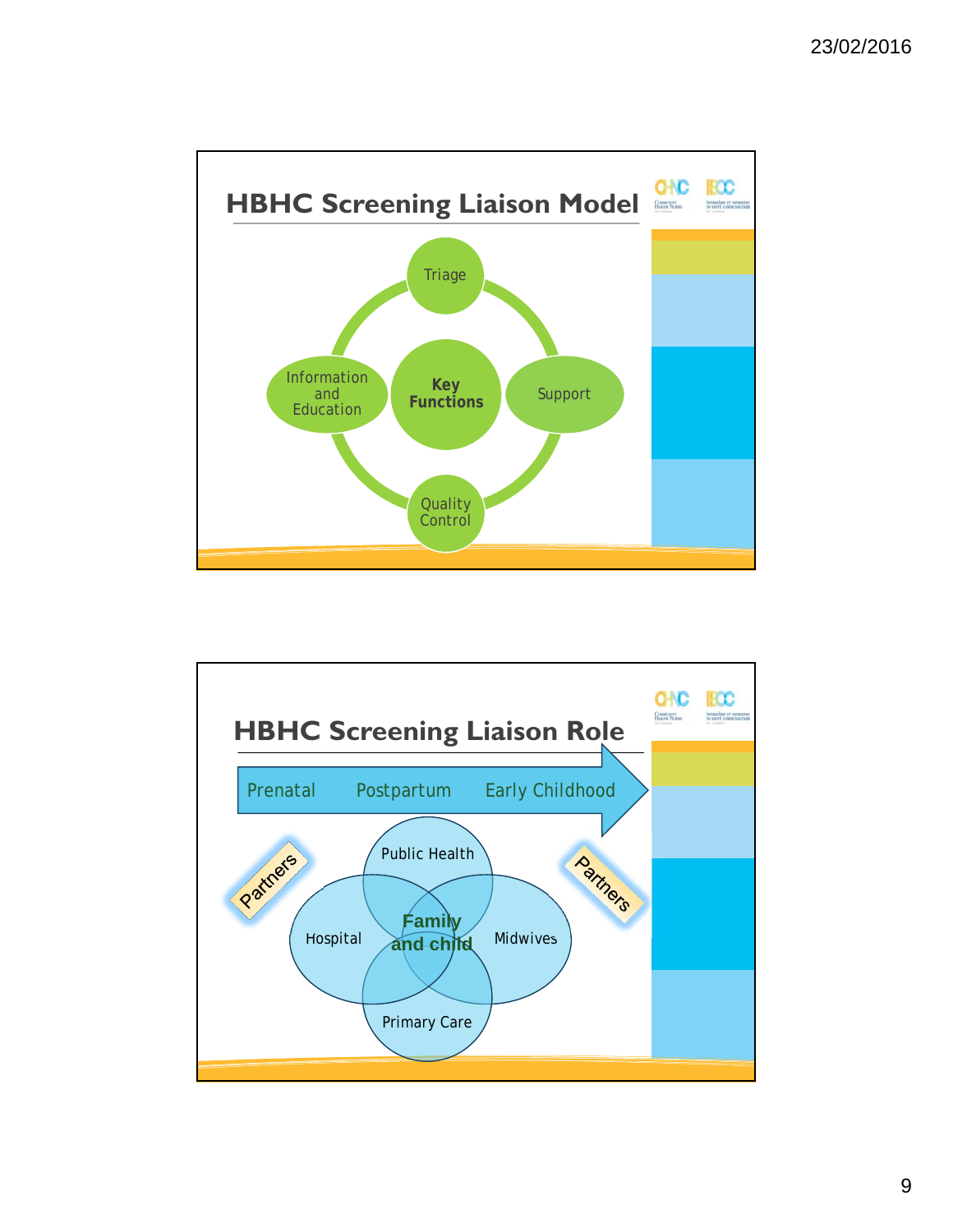## HBHC Screening Liaison Model

- Key Functions
  - Triage
  - Support
  - Quality Control
  - Information and Education

## HBHC Screening Liaison Role

Prenatal → Postpartum → Early Childhood

- Family and child
  - Public Health
  - Hospital
  - Midwives
  - Primary Care
- Partners
- Partners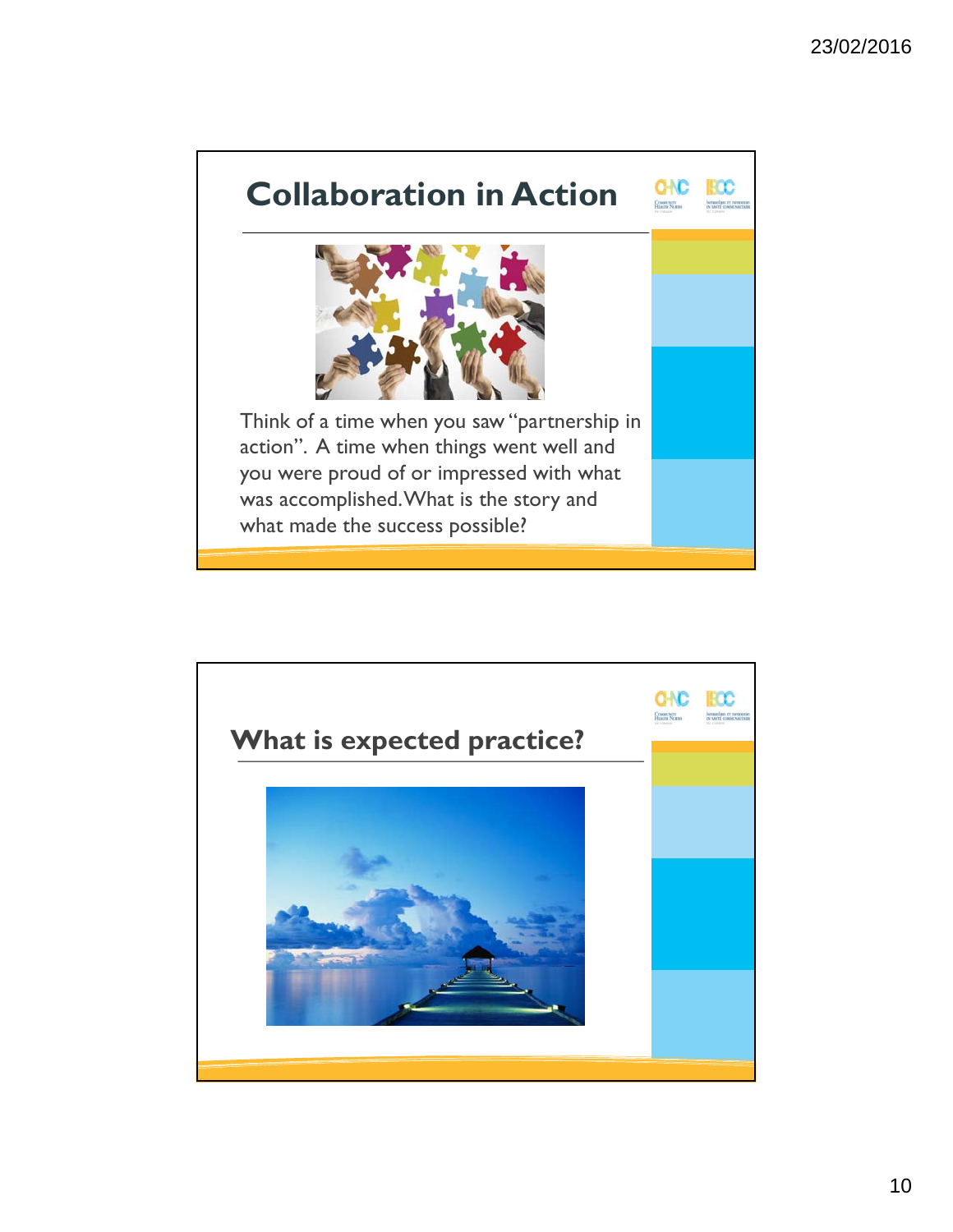## Collaboration in Action

Think of a time when you saw "partnership in action". A time when things went well and you were proud of or impressed with what was accomplished. What is the story and what made the success possible?

## What is expected practice?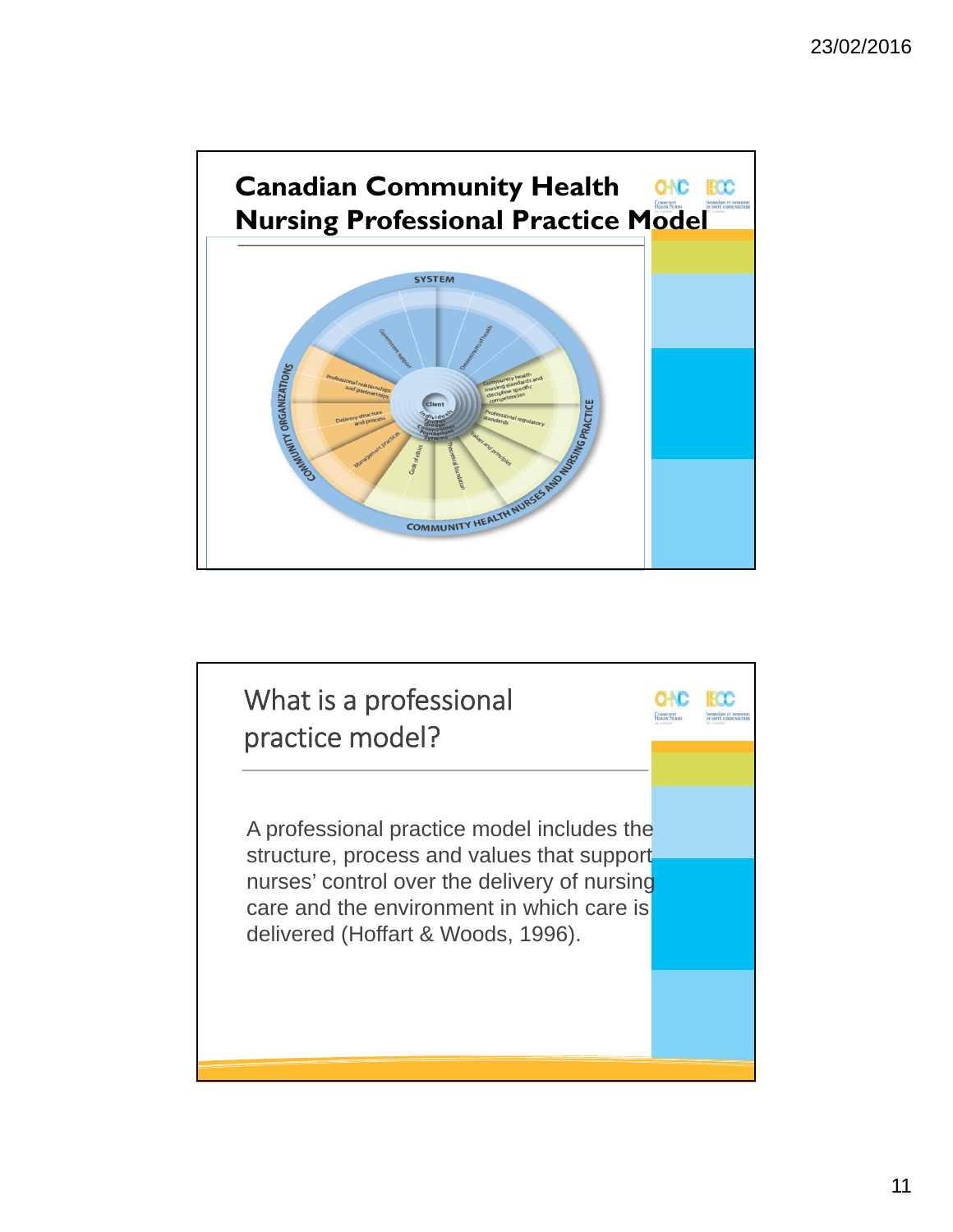## Canadian Community Health Nursing Professional Practice Model

SYSTEM

Government support

Determinants of health

Community health nursing standards and discipline specific competencies

Professional regulatory standards

Values and principles

Theoretical foundation

Code of ethics

Management practices

Delivery structure and process

Professional relationships and partnerships

Client

Individuals, Families, Groups, Communities, Populations, Systems

COMMUNITY ORGANIZATIONS

COMMUNITY HEALTH NURSES AND NURSING PRACTICE

## What is a professional practice model?

A professional practice model includes the structure, process and values that support nurses' control over the delivery of nursing care and the environment in which care is delivered (Hoffart & Woods, 1996).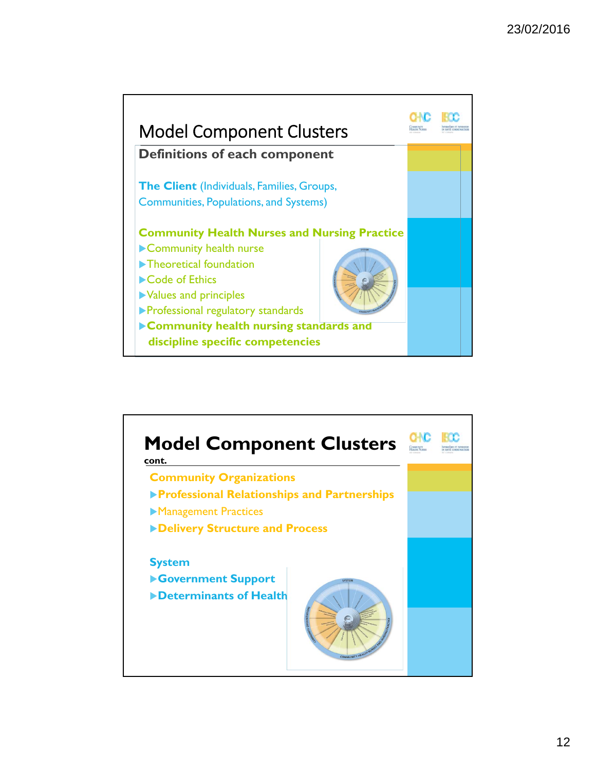## Model Component Clusters

**Definitions of each component**

**The Client** (Individuals, Families, Groups, Communities, Populations, and Systems)

**Community Health Nurses and Nursing Practice**

- Community health nurse
- Theoretical foundation
- Code of Ethics
- Values and principles
- Professional regulatory standards
- **Community health nursing standards and discipline specific competencies**

## Model Component Clusters

cont.

**Community Organizations**

- **Professional Relationships and Partnerships**
- Management Practices
- **Delivery Structure and Process**

**System**

- **Government Support**
- **Determinants of Health**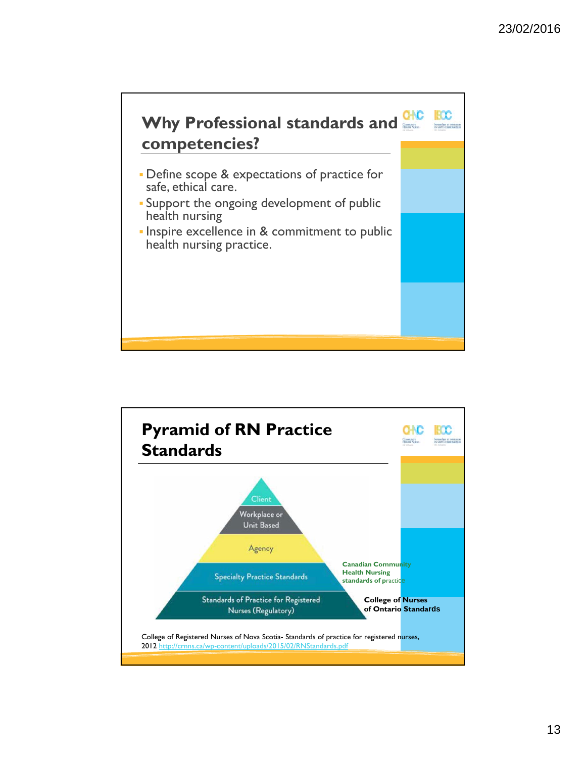## Why Professional standards and competencies?

- Define scope & expectations of practice for safe, ethical care.
- Support the ongoing development of public health nursing
- Inspire excellence in & commitment to public health nursing practice.

## Pyramid of RN Practice Standards

- Client
- Workplace or Unit Based
- Agency
- Specialty Practice Standards — **Canadian Community Health Nursing standards of practice**
- Standards of Practice for Registered Nurses (Regulatory) — **College of Nurses of Ontario Standards**

College of Registered Nurses of Nova Scotia- Standards of practice for registered nurses, 2012 http://crnns.ca/wp-content/uploads/2015/02/RNStandards.pdf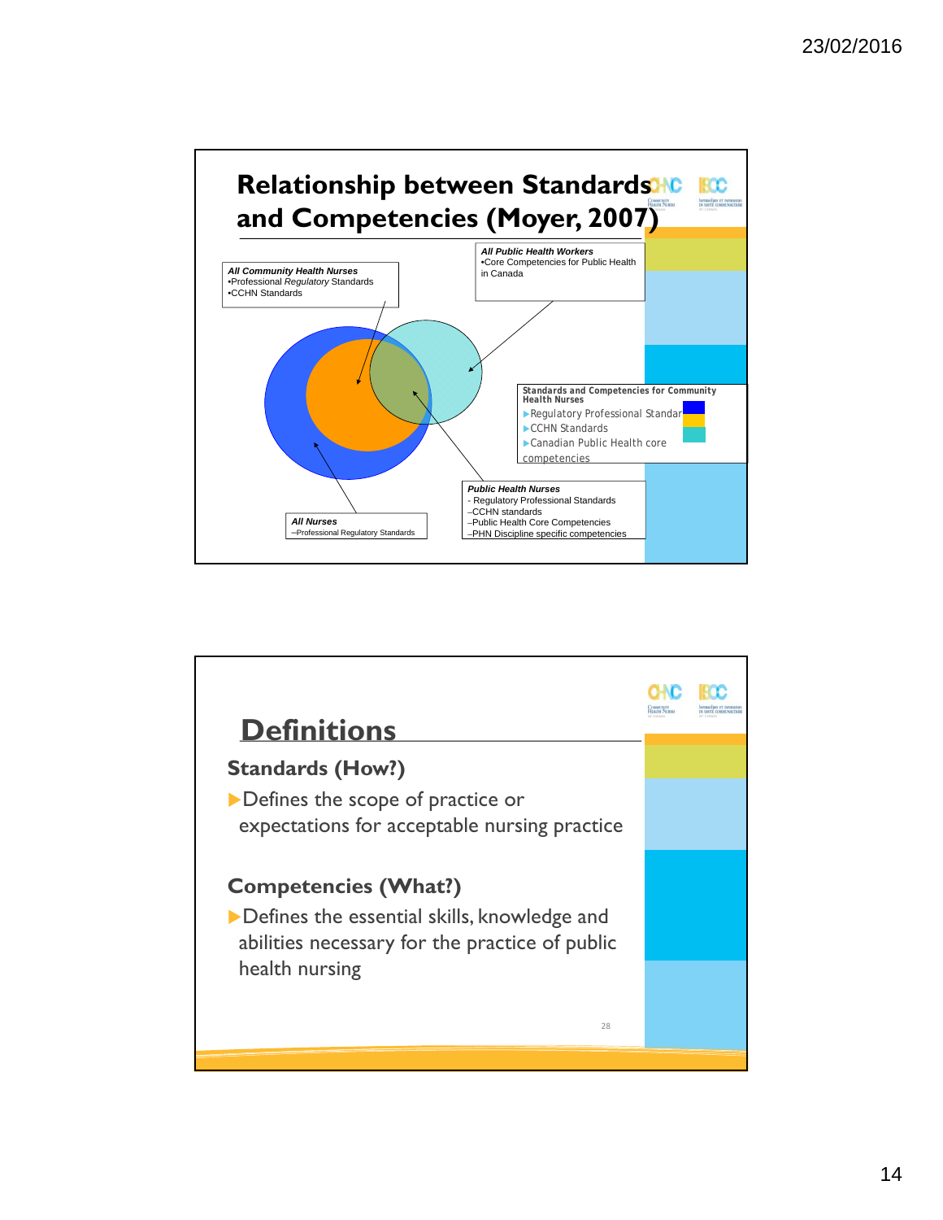# Relationship between Standards and Competencies (Moyer, 2007)

***All Public Health Workers***
- Core Competencies for Public Health in Canada

***All Community Health Nurses***
- Professional *Regulatory* Standards
- CCHN Standards

**Standards and Competencies for Community Health Nurses**
- Regulatory Professional Standards
- CCHN Standards
- Canadian Public Health core competencies

***Public Health Nurses***
- Regulatory Professional Standards
- CCHN standards
- Public Health Core Competencies
- PHN Discipline specific competencies

***All Nurses***
- Professional Regulatory Standards

## Definitions

### Standards (How?)

- Defines the scope of practice or expectations for acceptable nursing practice

### Competencies (What?)

- Defines the essential skills, knowledge and abilities necessary for the practice of public health nursing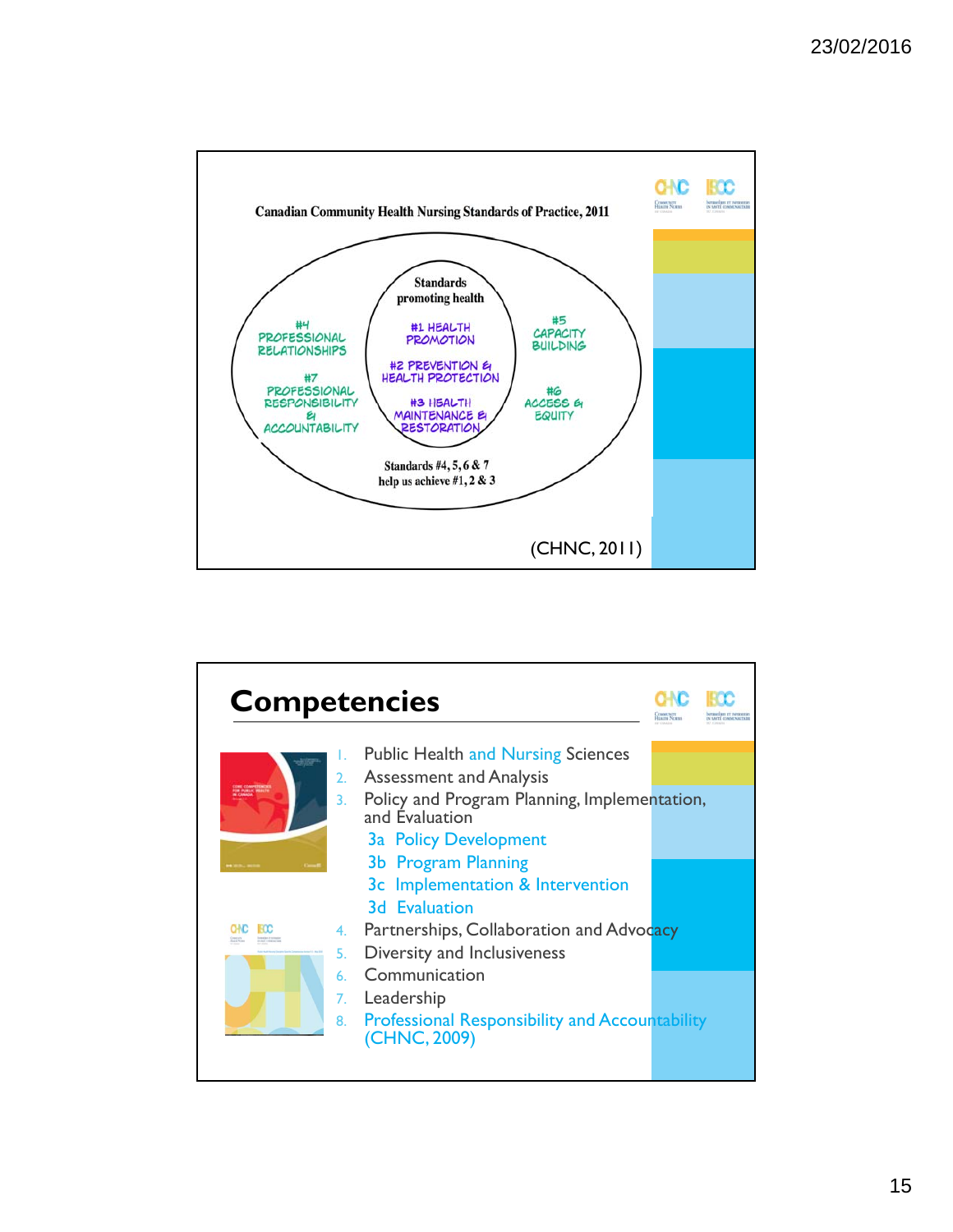**Canadian Community Health Nursing Standards of Practice, 2011**

Standards promoting health

- #1 HEALTH PROMOTION
- #2 PREVENTION & HEALTH PROTECTION
- #3 HEALTH MAINTENANCE & RESTORATION

#4 PROFESSIONAL RELATIONSHIPS

#7 PROFESSIONAL RESPONSIBILITY & ACCOUNTABILITY

#5 CAPACITY BUILDING

#6 ACCESS & EQUITY

Standards #4, 5, 6 & 7 help us achieve #1, 2 & 3

(CHNC, 2011)

# Competencies

1. Public Health and Nursing Sciences
2. Assessment and Analysis
3. Policy and Program Planning, Implementation, and Evaluation
   - 3a Policy Development
   - 3b Program Planning
   - 3c Implementation & Intervention
   - 3d Evaluation
4. Partnerships, Collaboration and Advocacy
5. Diversity and Inclusiveness
6. Communication
7. Leadership
8. Professional Responsibility and Accountability (CHNC, 2009)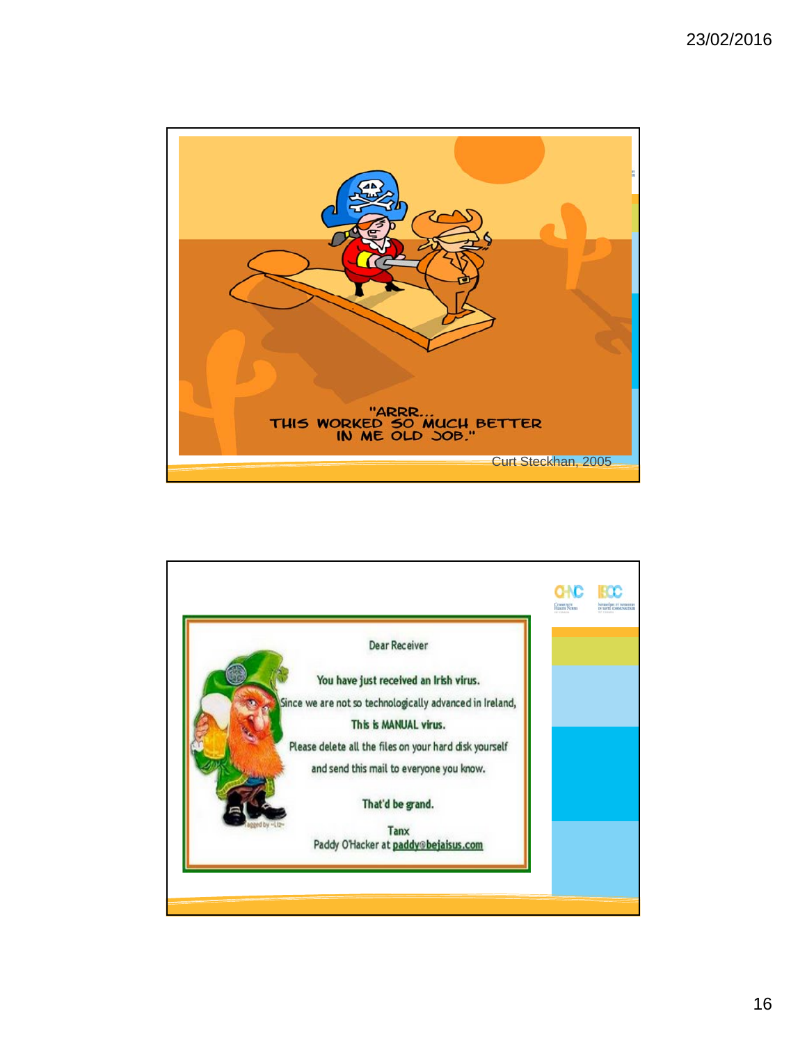"ARRR...
THIS WORKED SO MUCH BETTER
IN ME OLD JOB."

Curt Steckhan, 2005

Dear Receiver

You have just received an Irish virus.

Since we are not so technologically advanced in Ireland,

This is MANUAL virus.

Please delete all the files on your hard disk yourself

and send this mail to everyone you know.

That'd be grand.

Tanx

Paddy O'Hacker at paddy@bejaisus.com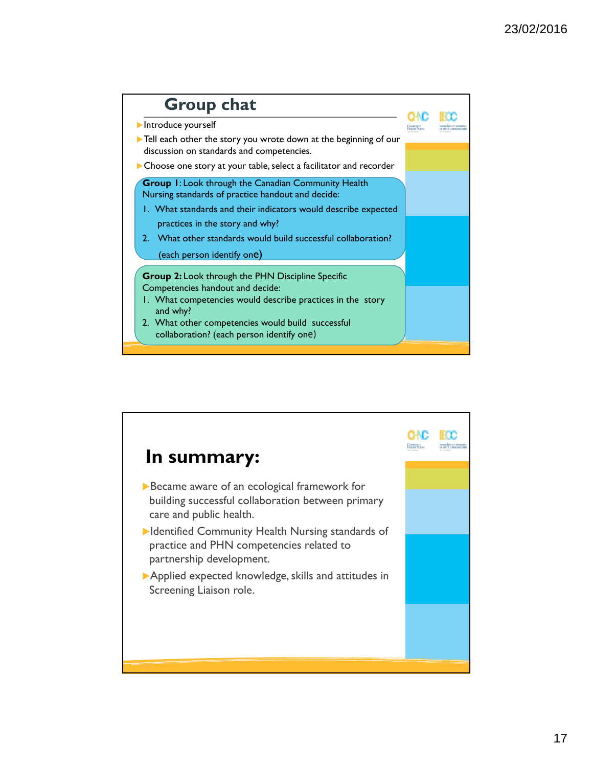## Group chat

- Introduce yourself
- Tell each other the story you wrote down at the beginning of our discussion on standards and competencies.
- Choose one story at your table, select a facilitator and recorder

**Group 1**: Look through the Canadian Community Health Nursing standards of practice handout and decide:

1. What standards and their indicators would describe expected practices in the story and why?
2. What other standards would build successful collaboration? (each person identify one)

**Group 2:** Look through the PHN Discipline Specific Competencies handout and decide:

1. What competencies would describe practices in the story and why?
2. What other competencies would build successful collaboration? (each person identify one)

## In summary:

- Became aware of an ecological framework for building successful collaboration between primary care and public health.
- Identified Community Health Nursing standards of practice and PHN competencies related to partnership development.
- Applied expected knowledge, skills and attitudes in Screening Liaison role.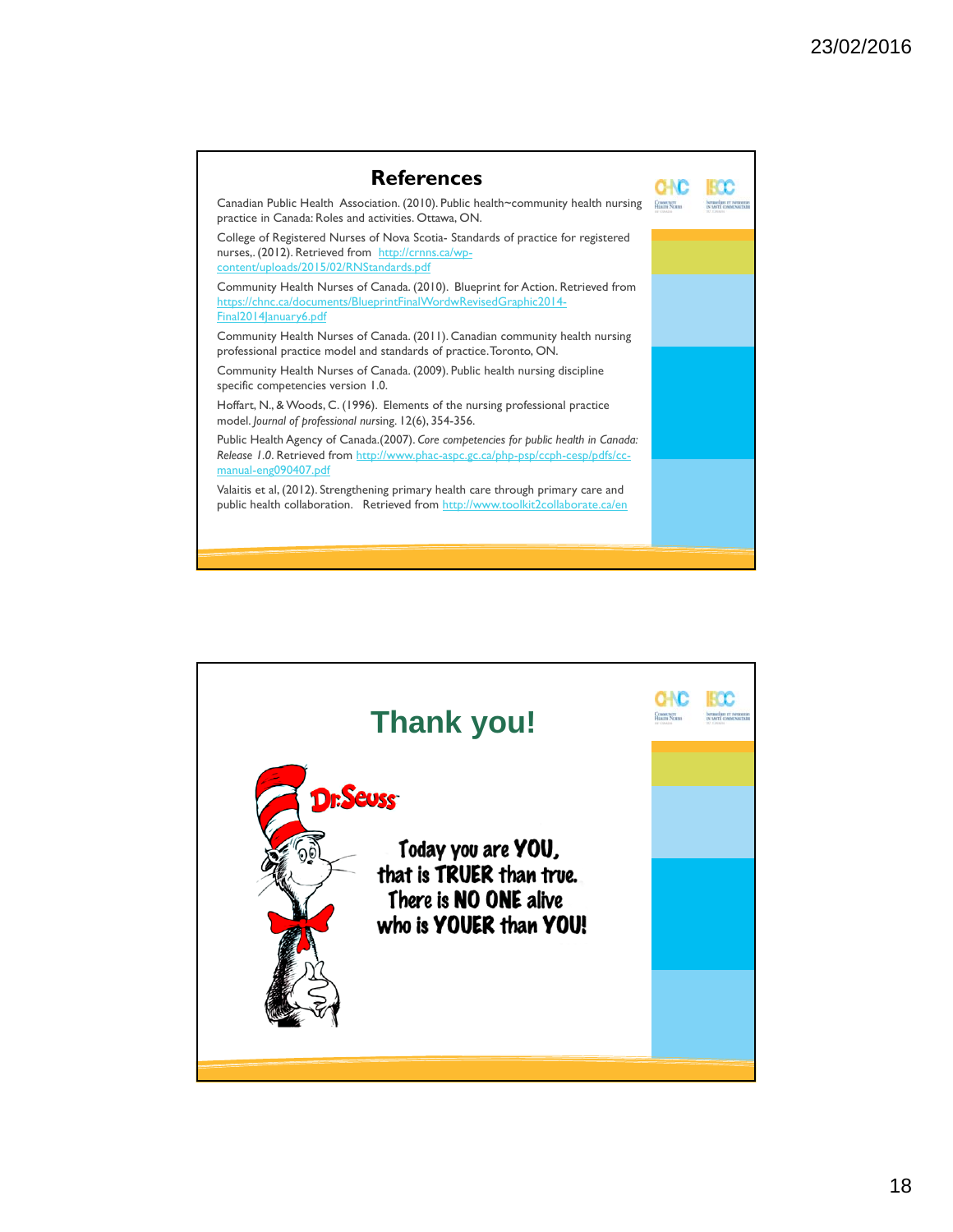## References

Canadian Public Health Association. (2010). Public health~community health nursing practice in Canada: Roles and activities. Ottawa, ON.

College of Registered Nurses of Nova Scotia- Standards of practice for registered nurses,. (2012). Retrieved from http://crnns.ca/wp-content/uploads/2015/02/RNStandards.pdf

Community Health Nurses of Canada. (2010). Blueprint for Action. Retrieved from https://chnc.ca/documents/BlueprintFinalWordwRevisedGraphic2014-Final2014January6.pdf

Community Health Nurses of Canada. (2011). Canadian community health nursing professional practice model and standards of practice. Toronto, ON.

Community Health Nurses of Canada. (2009). Public health nursing discipline specific competencies version 1.0.

Hoffart, N., & Woods, C. (1996). Elements of the nursing professional practice model. *Journal of professional nursing*. 12(6), 354-356.

Public Health Agency of Canada.(2007). *Core competencies for public health in Canada: Release 1.0*. Retrieved from http://www.phac-aspc.gc.ca/php-psp/ccph-cesp/pdfs/cc-manual-eng090407.pdf

Valaitis et al, (2012). Strengthening primary health care through primary care and public health collaboration. Retrieved from http://www.toolkit2collaborate.ca/en

## Thank you!

Dr. Seuss

Today you are **YOU**, that is **TRUER** than true. There is **NO ONE** alive who is **YOUER** than **YOU**!